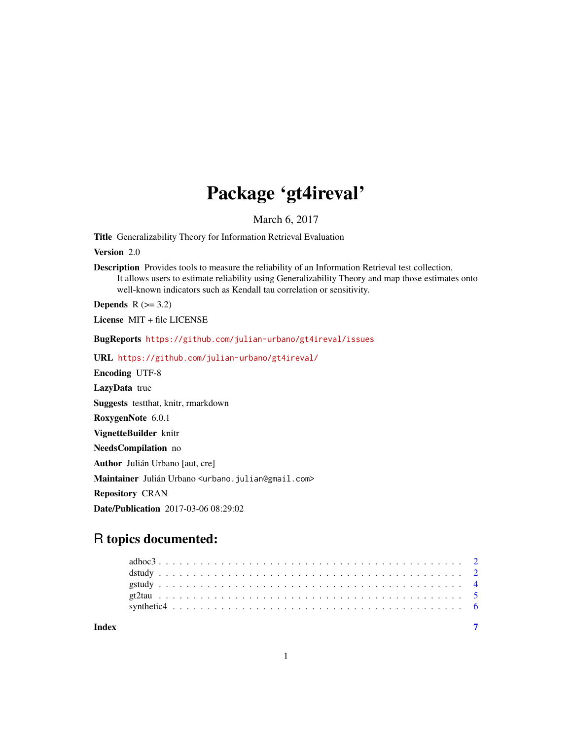# Package 'gt4ireval'

March 6, 2017

**Title** Generalizability Theory for Information Retrieval Evaluation

**Version** 2.0

**Description** Provides tools to measure the reliability of an Information Retrieval test collection. It allows users to estimate reliability using Generalizability Theory and map those estimates onto well-known indicators such as Kendall tau correlation or sensitivity.

**Depends** R (>= 3.2)

**License** MIT + file LICENSE

**BugReports** https://github.com/julian-urbano/gt4ireval/issues

**URL** https://github.com/julian-urbano/gt4ireval/

**Encoding** UTF-8

**LazyData** true

**Suggests** testthat, knitr, rmarkdown

**RoxygenNote** 6.0.1

**VignetteBuilder** knitr

**NeedsCompilation** no

**Author** Julián Urbano [aut, cre]

**Maintainer** Julián Urbano <urbano.julian@gmail.com>

**Repository** CRAN

**Date/Publication** 2017-03-06 08:29:02

## R topics documented:

- adhoc3 . . . . . . . . . . . . . . . . . . . . . . . . . . . . . . . . . . . . . . . . . . 2
- dstudy . . . . . . . . . . . . . . . . . . . . . . . . . . . . . . . . . . . . . . . . . . 2
- gstudy . . . . . . . . . . . . . . . . . . . . . . . . . . . . . . . . . . . . . . . . . . 4
- gt2tau . . . . . . . . . . . . . . . . . . . . . . . . . . . . . . . . . . . . . . . . . . 5
- synthetic4 . . . . . . . . . . . . . . . . . . . . . . . . . . . . . . . . . . . . . . . . 6

**Index** 7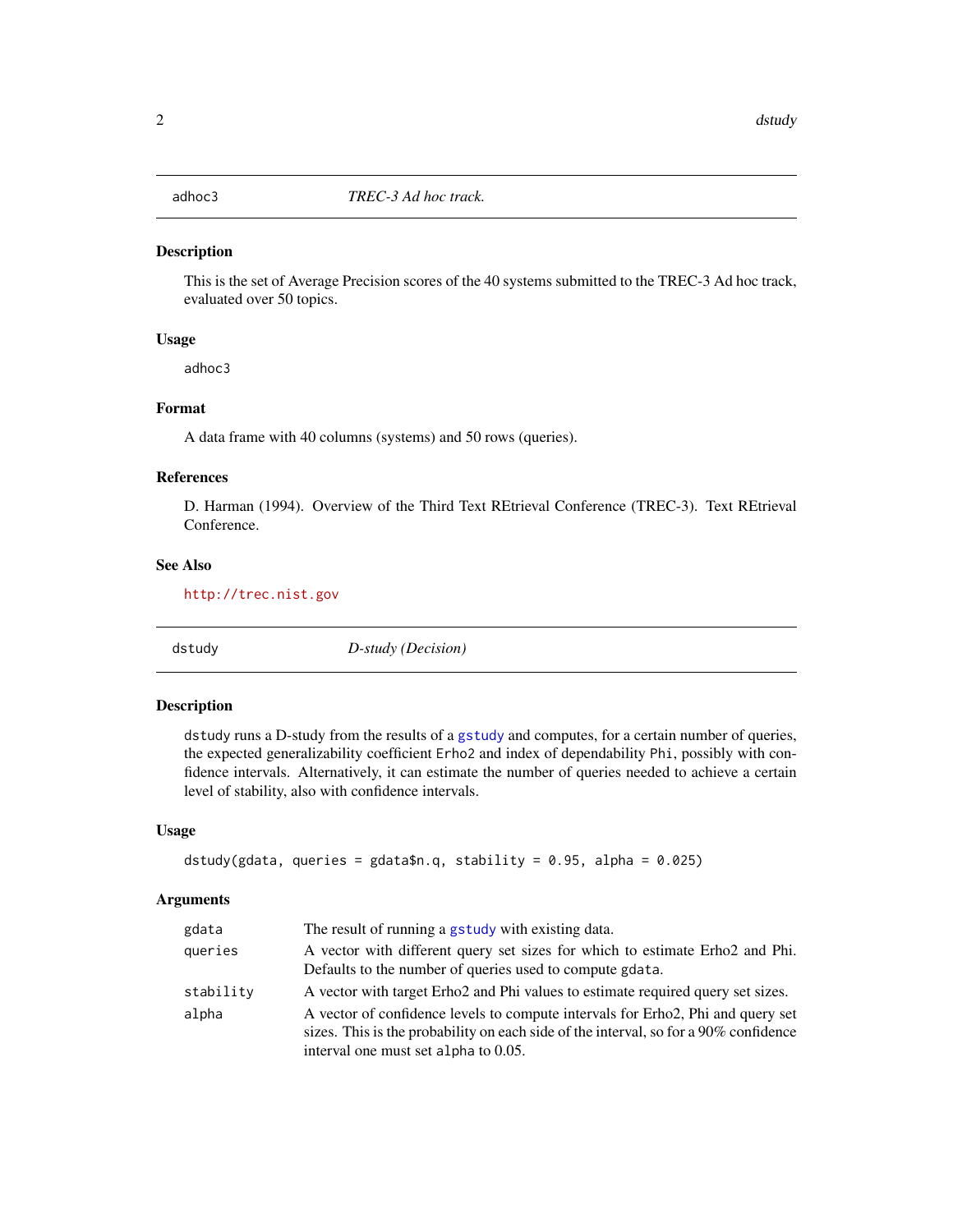## adhoc3 — *TREC-3 Ad hoc track.*

### Description

This is the set of Average Precision scores of the 40 systems submitted to the TREC-3 Ad hoc track, evaluated over 50 topics.

### Usage

```
adhoc3
```

### Format

A data frame with 40 columns (systems) and 50 rows (queries).

### References

D. Harman (1994). Overview of the Third Text REtrieval Conference (TREC-3). Text REtrieval Conference.

### See Also

http://trec.nist.gov

## dstudy — *D-study (Decision)*

### Description

`dstudy` runs a D-study from the results of a `gstudy` and computes, for a certain number of queries, the expected generalizability coefficient `Erho2` and index of dependability `Phi`, possibly with confidence intervals. Alternatively, it can estimate the number of queries needed to achieve a certain level of stability, also with confidence intervals.

### Usage

```
dstudy(gdata, queries = gdata$n.q, stability = 0.95, alpha = 0.025)
```

### Arguments

| | |
|---|---|
| `gdata` | The result of running a `gstudy` with existing data. |
| `queries` | A vector with different query set sizes for which to estimate Erho2 and Phi. Defaults to the number of queries used to compute `gdata`. |
| `stability` | A vector with target Erho2 and Phi values to estimate required query set sizes. |
| `alpha` | A vector of confidence levels to compute intervals for Erho2, Phi and query set sizes. This is the probability on each side of the interval, so for a 90% confidence interval one must set `alpha` to 0.05. |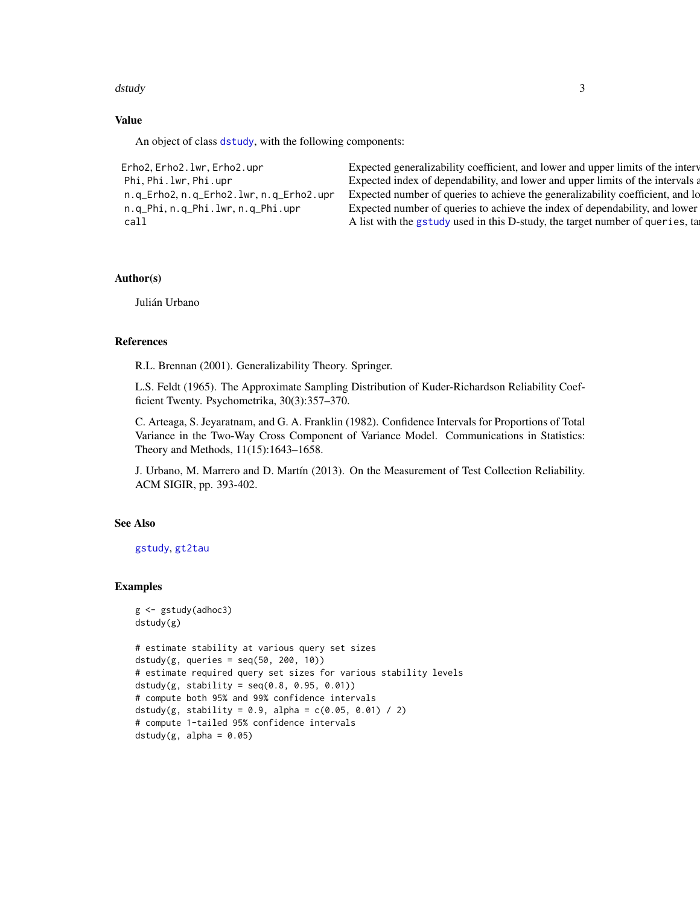## Value

An object of class `dstudy`, with the following components:

| | |
|---|---|
| `Erho2`, `Erho2.lwr`, `Erho2.upr` | Expected generalizability coefficient, and lower and upper limits of the interv |
| `Phi`, `Phi.lwr`, `Phi.upr` | Expected index of dependability, and lower and upper limits of the intervals a |
| `n.q_Erho2`, `n.q_Erho2.lwr`, `n.q_Erho2.upr` | Expected number of queries to achieve the generalizability coefficient, and lo |
| `n.q_Phi`, `n.q_Phi.lwr`, `n.q_Phi.upr` | Expected number of queries to achieve the index of dependability, and lower |
| `call` | A list with the `gstudy` used in this D-study, the target number of `queries`, ta |

## Author(s)

Julián Urbano

## References

R.L. Brennan (2001). Generalizability Theory. Springer.

L.S. Feldt (1965). The Approximate Sampling Distribution of Kuder-Richardson Reliability Coefficient Twenty. Psychometrika, 30(3):357–370.

C. Arteaga, S. Jeyaratnam, and G. A. Franklin (1982). Confidence Intervals for Proportions of Total Variance in the Two-Way Cross Component of Variance Model. Communications in Statistics: Theory and Methods, 11(15):1643–1658.

J. Urbano, M. Marrero and D. Martín (2013). On the Measurement of Test Collection Reliability. ACM SIGIR, pp. 393-402.

## See Also

`gstudy`, `gt2tau`

## Examples

```
g <- gstudy(adhoc3)
dstudy(g)

# estimate stability at various query set sizes
dstudy(g, queries = seq(50, 200, 10))
# estimate required query set sizes for various stability levels
dstudy(g, stability = seq(0.8, 0.95, 0.01))
# compute both 95% and 99% confidence intervals
dstudy(g, stability = 0.9, alpha = c(0.05, 0.01) / 2)
# compute 1-tailed 95% confidence intervals
dstudy(g, alpha = 0.05)
```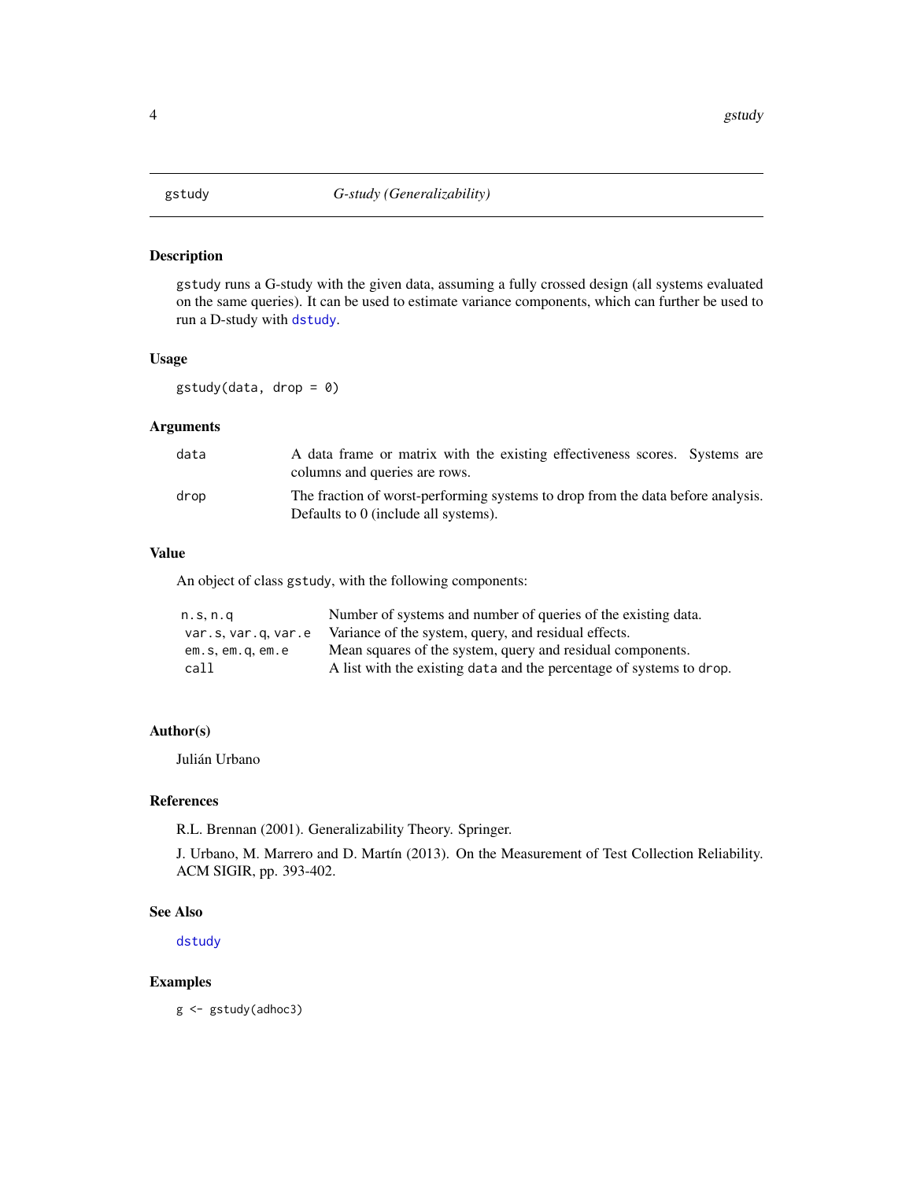# gstudy — *G-study (Generalizability)*

## Description

`gstudy` runs a G-study with the given data, assuming a fully crossed design (all systems evaluated on the same queries). It can be used to estimate variance components, which can further be used to run a D-study with `dstudy`.

## Usage

```
gstudy(data, drop = 0)
```

## Arguments

| | |
|---|---|
| `data` | A data frame or matrix with the existing effectiveness scores. Systems are columns and queries are rows. |
| `drop` | The fraction of worst-performing systems to drop from the data before analysis. Defaults to 0 (include all systems). |

## Value

An object of class `gstudy`, with the following components:

| | |
|---|---|
| `n.s`, `n.q` | Number of systems and number of queries of the existing data. |
| `var.s`, `var.q`, `var.e` | Variance of the system, query, and residual effects. |
| `em.s`, `em.q`, `em.e` | Mean squares of the system, query and residual components. |
| `call` | A list with the existing `data` and the percentage of systems to `drop`. |

## Author(s)

Julián Urbano

## References

R.L. Brennan (2001). Generalizability Theory. Springer.

J. Urbano, M. Marrero and D. Martín (2013). On the Measurement of Test Collection Reliability. ACM SIGIR, pp. 393-402.

## See Also

`dstudy`

## Examples

```
g <- gstudy(adhoc3)
```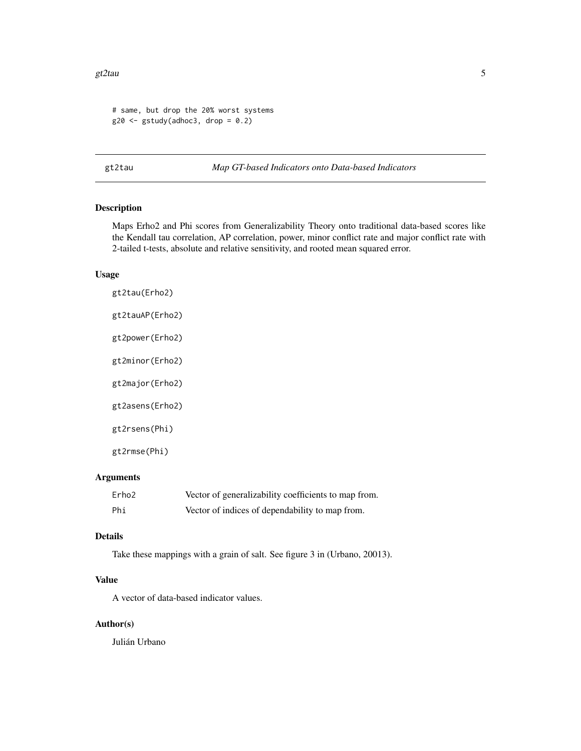```
# same, but drop the 20% worst systems
g20 <- gstudy(adhoc3, drop = 0.2)
```

## gt2tau — *Map GT-based Indicators onto Data-based Indicators*

### Description

Maps Erho2 and Phi scores from Generalizability Theory onto traditional data-based scores like the Kendall tau correlation, AP correlation, power, minor conflict rate and major conflict rate with 2-tailed t-tests, absolute and relative sensitivity, and rooted mean squared error.

### Usage

```
gt2tau(Erho2)

gt2tauAP(Erho2)

gt2power(Erho2)

gt2minor(Erho2)

gt2major(Erho2)

gt2asens(Erho2)

gt2rsens(Phi)

gt2rmse(Phi)
```

### Arguments

| | |
|---|---|
| `Erho2` | Vector of generalizability coefficients to map from. |
| `Phi` | Vector of indices of dependability to map from. |

### Details

Take these mappings with a grain of salt. See figure 3 in (Urbano, 20013).

### Value

A vector of data-based indicator values.

### Author(s)

Julián Urbano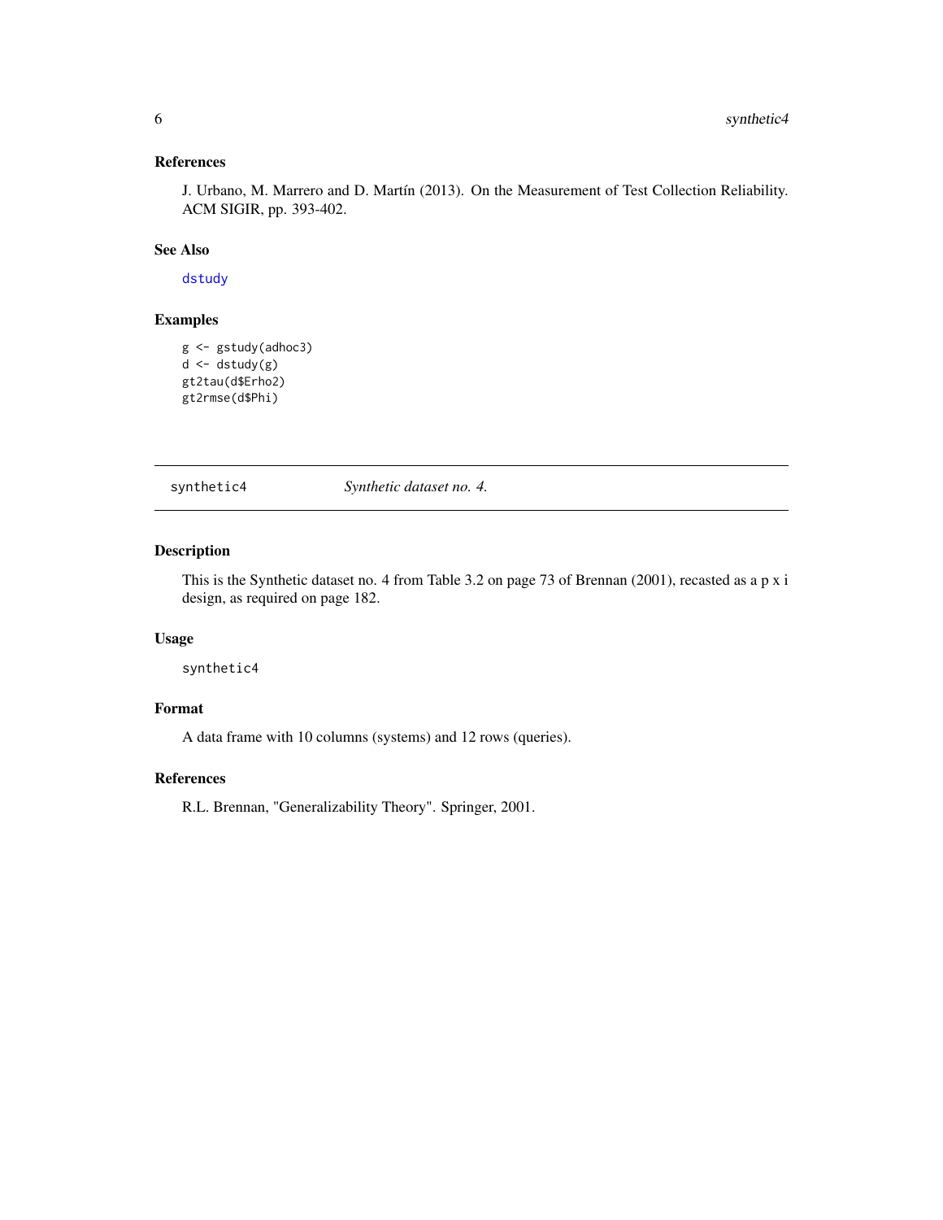### References

J. Urbano, M. Marrero and D. Martín (2013). On the Measurement of Test Collection Reliability. ACM SIGIR, pp. 393-402.

### See Also

dstudy

### Examples

```
g <- gstudy(adhoc3)
d <- dstudy(g)
gt2tau(d$Erho2)
gt2rmse(d$Phi)
```

---

## synthetic4 — *Synthetic dataset no. 4.*

---

### Description

This is the Synthetic dataset no. 4 from Table 3.2 on page 73 of Brennan (2001), recast as a p x i design, as required on page 182.

### Usage

```
synthetic4
```

### Format

A data frame with 10 columns (systems) and 12 rows (queries).

### References

R.L. Brennan, "Generalizability Theory". Springer, 2001.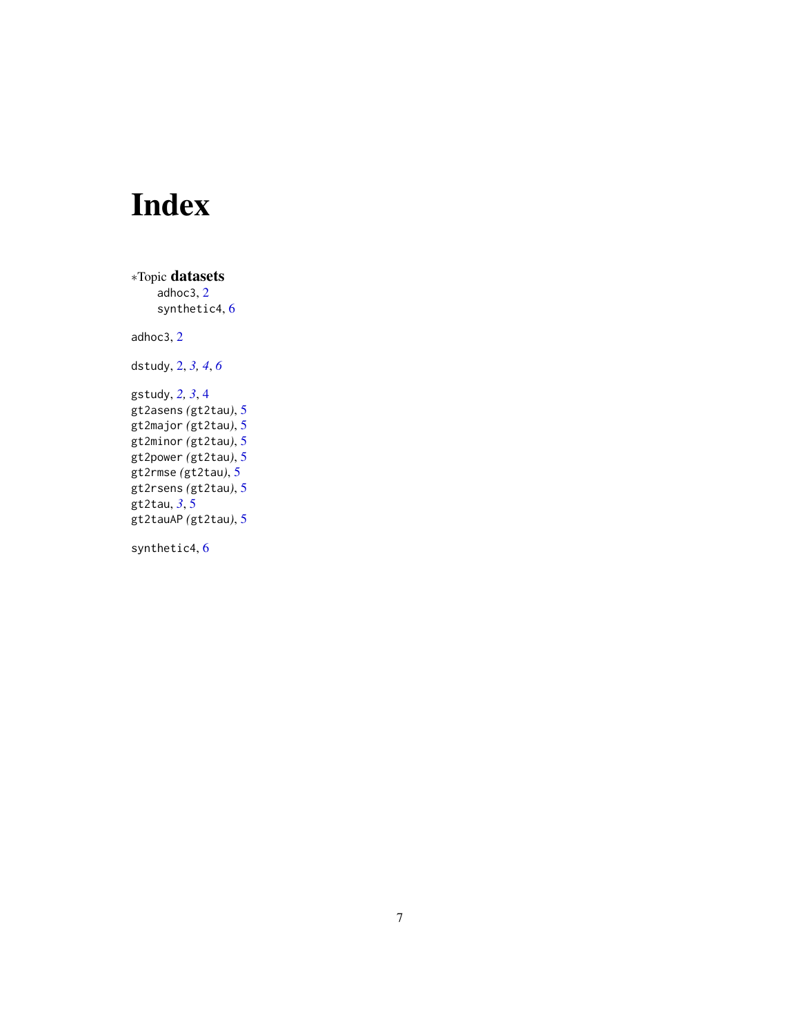# Index

*Topic **datasets**
  adhoc3, 2
  synthetic4, 6

adhoc3, 2

dstudy, 2, *3, 4*, *6*

gstudy, *2, 3*, 4
gt2asens *(gt2tau)*, 5
gt2major *(gt2tau)*, 5
gt2minor *(gt2tau)*, 5
gt2power *(gt2tau)*, 5
gt2rmse *(gt2tau)*, 5
gt2rsens *(gt2tau)*, 5
gt2tau, *3*, 5
gt2tauAP *(gt2tau)*, 5

synthetic4, 6